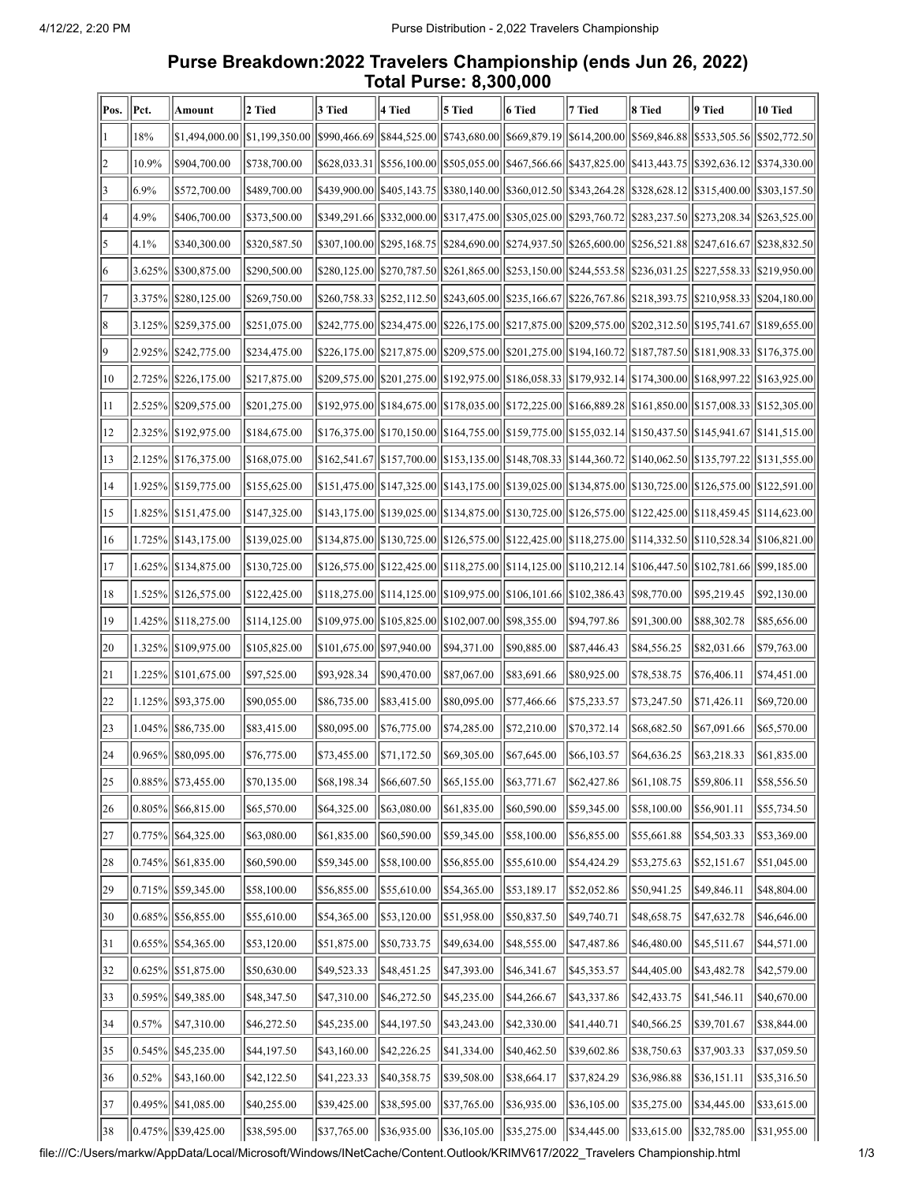## Purse Breakdown:2022 Travelers Championship (ends Jun 26, 2022)
## Total Purse: 8,300,000

| Pos. | Pct. | Amount | 2 Tied | 3 Tied | 4 Tied | 5 Tied | 6 Tied | 7 Tied | 8 Tied | 9 Tied | 10 Tied |
|---|---|---|---|---|---|---|---|---|---|---|---|
| 1 | 18% | $1,494,000.00 | $1,199,350.00 | $990,466.69 | $844,525.00 | $743,680.00 | $669,879.19 | $614,200.00 | $569,846.88 | $533,505.56 | $502,772.50 |
| 2 | 10.9% | $904,700.00 | $738,700.00 | $628,033.31 | $556,100.00 | $505,055.00 | $467,566.66 | $437,825.00 | $413,443.75 | $392,636.12 | $374,330.00 |
| 3 | 6.9% | $572,700.00 | $489,700.00 | $439,900.00 | $405,143.75 | $380,140.00 | $360,012.50 | $343,264.28 | $328,628.12 | $315,400.00 | $303,157.50 |
| 4 | 4.9% | $406,700.00 | $373,500.00 | $349,291.66 | $332,000.00 | $317,475.00 | $305,025.00 | $293,760.72 | $283,237.50 | $273,208.34 | $263,525.00 |
| 5 | 4.1% | $340,300.00 | $320,587.50 | $307,100.00 | $295,168.75 | $284,690.00 | $274,937.50 | $265,600.00 | $256,521.88 | $247,616.67 | $238,832.50 |
| 6 | 3.625% | $300,875.00 | $290,500.00 | $280,125.00 | $270,787.50 | $261,865.00 | $253,150.00 | $244,553.58 | $236,031.25 | $227,558.33 | $219,950.00 |
| 7 | 3.375% | $280,125.00 | $269,750.00 | $260,758.33 | $252,112.50 | $243,605.00 | $235,166.67 | $226,767.86 | $218,393.75 | $210,958.33 | $204,180.00 |
| 8 | 3.125% | $259,375.00 | $251,075.00 | $242,775.00 | $234,475.00 | $226,175.00 | $217,875.00 | $209,575.00 | $202,312.50 | $195,741.67 | $189,655.00 |
| 9 | 2.925% | $242,775.00 | $234,475.00 | $226,175.00 | $217,875.00 | $209,575.00 | $201,275.00 | $194,160.72 | $187,787.50 | $181,908.33 | $176,375.00 |
| 10 | 2.725% | $226,175.00 | $217,875.00 | $209,575.00 | $201,275.00 | $192,975.00 | $186,058.33 | $179,932.14 | $174,300.00 | $168,997.22 | $163,925.00 |
| 11 | 2.525% | $209,575.00 | $201,275.00 | $192,975.00 | $184,675.00 | $178,035.00 | $172,225.00 | $166,889.28 | $161,850.00 | $157,008.33 | $152,305.00 |
| 12 | 2.325% | $192,975.00 | $184,675.00 | $176,375.00 | $170,150.00 | $164,755.00 | $159,775.00 | $155,032.14 | $150,437.50 | $145,941.67 | $141,515.00 |
| 13 | 2.125% | $176,375.00 | $168,075.00 | $162,541.67 | $157,700.00 | $153,135.00 | $148,708.33 | $144,360.72 | $140,062.50 | $135,797.22 | $131,555.00 |
| 14 | 1.925% | $159,775.00 | $155,625.00 | $151,475.00 | $147,325.00 | $143,175.00 | $139,025.00 | $134,875.00 | $130,725.00 | $126,575.00 | $122,591.00 |
| 15 | 1.825% | $151,475.00 | $147,325.00 | $143,175.00 | $139,025.00 | $134,875.00 | $130,725.00 | $126,575.00 | $122,425.00 | $118,459.45 | $114,623.00 |
| 16 | 1.725% | $143,175.00 | $139,025.00 | $134,875.00 | $130,725.00 | $126,575.00 | $122,425.00 | $118,275.00 | $114,332.50 | $110,528.34 | $106,821.00 |
| 17 | 1.625% | $134,875.00 | $130,725.00 | $126,575.00 | $122,425.00 | $118,275.00 | $114,125.00 | $110,212.14 | $106,447.50 | $102,781.66 | $99,185.00 |
| 18 | 1.525% | $126,575.00 | $122,425.00 | $118,275.00 | $114,125.00 | $109,975.00 | $106,101.66 | $102,386.43 | $98,770.00 | $95,219.45 | $92,130.00 |
| 19 | 1.425% | $118,275.00 | $114,125.00 | $109,975.00 | $105,825.00 | $102,007.00 | $98,355.00 | $94,797.86 | $91,300.00 | $88,302.78 | $85,656.00 |
| 20 | 1.325% | $109,975.00 | $105,825.00 | $101,675.00 | $97,940.00 | $94,371.00 | $90,885.00 | $87,446.43 | $84,556.25 | $82,031.66 | $79,763.00 |
| 21 | 1.225% | $101,675.00 | $97,525.00 | $93,928.34 | $90,470.00 | $87,067.00 | $83,691.66 | $80,925.00 | $78,538.75 | $76,406.11 | $74,451.00 |
| 22 | 1.125% | $93,375.00 | $90,055.00 | $86,735.00 | $83,415.00 | $80,095.00 | $77,466.66 | $75,233.57 | $73,247.50 | $71,426.11 | $69,720.00 |
| 23 | 1.045% | $86,735.00 | $83,415.00 | $80,095.00 | $76,775.00 | $74,285.00 | $72,210.00 | $70,372.14 | $68,682.50 | $67,091.66 | $65,570.00 |
| 24 | 0.965% | $80,095.00 | $76,775.00 | $73,455.00 | $71,172.50 | $69,305.00 | $67,645.00 | $66,103.57 | $64,636.25 | $63,218.33 | $61,835.00 |
| 25 | 0.885% | $73,455.00 | $70,135.00 | $68,198.34 | $66,607.50 | $65,155.00 | $63,771.67 | $62,427.86 | $61,108.75 | $59,806.11 | $58,556.50 |
| 26 | 0.805% | $66,815.00 | $65,570.00 | $64,325.00 | $63,080.00 | $61,835.00 | $60,590.00 | $59,345.00 | $58,100.00 | $56,901.11 | $55,734.50 |
| 27 | 0.775% | $64,325.00 | $63,080.00 | $61,835.00 | $60,590.00 | $59,345.00 | $58,100.00 | $56,855.00 | $55,661.88 | $54,503.33 | $53,369.00 |
| 28 | 0.745% | $61,835.00 | $60,590.00 | $59,345.00 | $58,100.00 | $56,855.00 | $55,610.00 | $54,424.29 | $53,275.63 | $52,151.67 | $51,045.00 |
| 29 | 0.715% | $59,345.00 | $58,100.00 | $56,855.00 | $55,610.00 | $54,365.00 | $53,189.17 | $52,052.86 | $50,941.25 | $49,846.11 | $48,804.00 |
| 30 | 0.685% | $56,855.00 | $55,610.00 | $54,365.00 | $53,120.00 | $51,958.00 | $50,837.50 | $49,740.71 | $48,658.75 | $47,632.78 | $46,646.00 |
| 31 | 0.655% | $54,365.00 | $53,120.00 | $51,875.00 | $50,733.75 | $49,634.00 | $48,555.00 | $47,487.86 | $46,480.00 | $45,511.67 | $44,571.00 |
| 32 | 0.625% | $51,875.00 | $50,630.00 | $49,523.33 | $48,451.25 | $47,393.00 | $46,341.67 | $45,353.57 | $44,405.00 | $43,482.78 | $42,579.00 |
| 33 | 0.595% | $49,385.00 | $48,347.50 | $47,310.00 | $46,272.50 | $45,235.00 | $44,266.67 | $43,337.86 | $42,433.75 | $41,546.11 | $40,670.00 |
| 34 | 0.57% | $47,310.00 | $46,272.50 | $45,235.00 | $44,197.50 | $43,243.00 | $42,330.00 | $41,440.71 | $40,566.25 | $39,701.67 | $38,844.00 |
| 35 | 0.545% | $45,235.00 | $44,197.50 | $43,160.00 | $42,226.25 | $41,334.00 | $40,462.50 | $39,602.86 | $38,750.63 | $37,903.33 | $37,059.50 |
| 36 | 0.52% | $43,160.00 | $42,122.50 | $41,223.33 | $40,358.75 | $39,508.00 | $38,664.17 | $37,824.29 | $36,986.88 | $36,151.11 | $35,316.50 |
| 37 | 0.495% | $41,085.00 | $40,255.00 | $39,425.00 | $38,595.00 | $37,765.00 | $36,935.00 | $36,105.00 | $35,275.00 | $34,445.00 | $33,615.00 |
| 38 | 0.475% | $39,425.00 | $38,595.00 | $37,765.00 | $36,935.00 | $36,105.00 | $35,275.00 | $34,445.00 | $33,615.00 | $32,785.00 | $31,955.00 |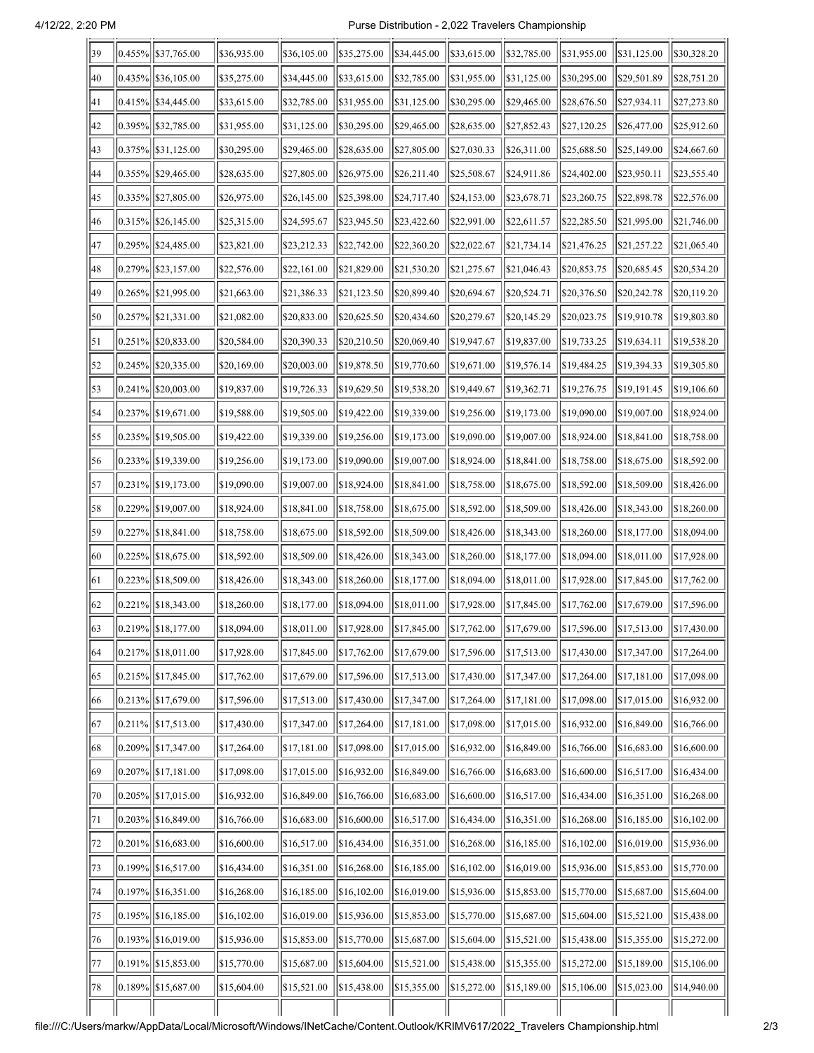| | | | | | | | | | | | |
|---|---|---|---|---|---|---|---|---|---|---|---|
| 39 | 0.455% | $37,765.00 | $36,935.00 | $36,105.00 | $35,275.00 | $34,445.00 | $33,615.00 | $32,785.00 | $31,955.00 | $31,125.00 | $30,328.20 |
| 40 | 0.435% | $36,105.00 | $35,275.00 | $34,445.00 | $33,615.00 | $32,785.00 | $31,955.00 | $31,125.00 | $30,295.00 | $29,501.89 | $28,751.20 |
| 41 | 0.415% | $34,445.00 | $33,615.00 | $32,785.00 | $31,955.00 | $31,125.00 | $30,295.00 | $29,465.00 | $28,676.50 | $27,934.11 | $27,273.80 |
| 42 | 0.395% | $32,785.00 | $31,955.00 | $31,125.00 | $30,295.00 | $29,465.00 | $28,635.00 | $27,852.43 | $27,120.25 | $26,477.00 | $25,912.60 |
| 43 | 0.375% | $31,125.00 | $30,295.00 | $29,465.00 | $28,635.00 | $27,805.00 | $27,030.33 | $26,311.00 | $25,688.50 | $25,149.00 | $24,667.60 |
| 44 | 0.355% | $29,465.00 | $28,635.00 | $27,805.00 | $26,975.00 | $26,211.40 | $25,508.67 | $24,911.86 | $24,402.00 | $23,950.11 | $23,555.40 |
| 45 | 0.335% | $27,805.00 | $26,975.00 | $26,145.00 | $25,398.00 | $24,717.40 | $24,153.00 | $23,678.71 | $23,260.75 | $22,898.78 | $22,576.00 |
| 46 | 0.315% | $26,145.00 | $25,315.00 | $24,595.67 | $23,945.50 | $23,422.60 | $22,991.00 | $22,611.57 | $22,285.50 | $21,995.00 | $21,746.00 |
| 47 | 0.295% | $24,485.00 | $23,821.00 | $23,212.33 | $22,742.00 | $22,360.20 | $22,022.67 | $21,734.14 | $21,476.25 | $21,257.22 | $21,065.40 |
| 48 | 0.279% | $23,157.00 | $22,576.00 | $22,161.00 | $21,829.00 | $21,530.20 | $21,275.67 | $21,046.43 | $20,853.75 | $20,685.45 | $20,534.20 |
| 49 | 0.265% | $21,995.00 | $21,663.00 | $21,386.33 | $21,123.50 | $20,899.40 | $20,694.67 | $20,524.71 | $20,376.50 | $20,242.78 | $20,119.20 |
| 50 | 0.257% | $21,331.00 | $21,082.00 | $20,833.00 | $20,625.50 | $20,434.60 | $20,279.67 | $20,145.29 | $20,023.75 | $19,910.78 | $19,803.80 |
| 51 | 0.251% | $20,833.00 | $20,584.00 | $20,390.33 | $20,210.50 | $20,069.40 | $19,947.67 | $19,837.00 | $19,733.25 | $19,634.11 | $19,538.20 |
| 52 | 0.245% | $20,335.00 | $20,169.00 | $20,003.00 | $19,878.50 | $19,770.60 | $19,671.00 | $19,576.14 | $19,484.25 | $19,394.33 | $19,305.80 |
| 53 | 0.241% | $20,003.00 | $19,837.00 | $19,726.33 | $19,629.50 | $19,538.20 | $19,449.67 | $19,362.71 | $19,276.75 | $19,191.45 | $19,106.60 |
| 54 | 0.237% | $19,671.00 | $19,588.00 | $19,505.00 | $19,422.00 | $19,339.00 | $19,256.00 | $19,173.00 | $19,090.00 | $19,007.00 | $18,924.00 |
| 55 | 0.235% | $19,505.00 | $19,422.00 | $19,339.00 | $19,256.00 | $19,173.00 | $19,090.00 | $19,007.00 | $18,924.00 | $18,841.00 | $18,758.00 |
| 56 | 0.233% | $19,339.00 | $19,256.00 | $19,173.00 | $19,090.00 | $19,007.00 | $18,924.00 | $18,841.00 | $18,758.00 | $18,675.00 | $18,592.00 |
| 57 | 0.231% | $19,173.00 | $19,090.00 | $19,007.00 | $18,924.00 | $18,841.00 | $18,758.00 | $18,675.00 | $18,592.00 | $18,509.00 | $18,426.00 |
| 58 | 0.229% | $19,007.00 | $18,924.00 | $18,841.00 | $18,758.00 | $18,675.00 | $18,592.00 | $18,509.00 | $18,426.00 | $18,343.00 | $18,260.00 |
| 59 | 0.227% | $18,841.00 | $18,758.00 | $18,675.00 | $18,592.00 | $18,509.00 | $18,426.00 | $18,343.00 | $18,260.00 | $18,177.00 | $18,094.00 |
| 60 | 0.225% | $18,675.00 | $18,592.00 | $18,509.00 | $18,426.00 | $18,343.00 | $18,260.00 | $18,177.00 | $18,094.00 | $18,011.00 | $17,928.00 |
| 61 | 0.223% | $18,509.00 | $18,426.00 | $18,343.00 | $18,260.00 | $18,177.00 | $18,094.00 | $18,011.00 | $17,928.00 | $17,845.00 | $17,762.00 |
| 62 | 0.221% | $18,343.00 | $18,260.00 | $18,177.00 | $18,094.00 | $18,011.00 | $17,928.00 | $17,845.00 | $17,762.00 | $17,679.00 | $17,596.00 |
| 63 | 0.219% | $18,177.00 | $18,094.00 | $18,011.00 | $17,928.00 | $17,845.00 | $17,762.00 | $17,679.00 | $17,596.00 | $17,513.00 | $17,430.00 |
| 64 | 0.217% | $18,011.00 | $17,928.00 | $17,845.00 | $17,762.00 | $17,679.00 | $17,596.00 | $17,513.00 | $17,430.00 | $17,347.00 | $17,264.00 |
| 65 | 0.215% | $17,845.00 | $17,762.00 | $17,679.00 | $17,596.00 | $17,513.00 | $17,430.00 | $17,347.00 | $17,264.00 | $17,181.00 | $17,098.00 |
| 66 | 0.213% | $17,679.00 | $17,596.00 | $17,513.00 | $17,430.00 | $17,347.00 | $17,264.00 | $17,181.00 | $17,098.00 | $17,015.00 | $16,932.00 |
| 67 | 0.211% | $17,513.00 | $17,430.00 | $17,347.00 | $17,264.00 | $17,181.00 | $17,098.00 | $17,015.00 | $16,932.00 | $16,849.00 | $16,766.00 |
| 68 | 0.209% | $17,347.00 | $17,264.00 | $17,181.00 | $17,098.00 | $17,015.00 | $16,932.00 | $16,849.00 | $16,766.00 | $16,683.00 | $16,600.00 |
| 69 | 0.207% | $17,181.00 | $17,098.00 | $17,015.00 | $16,932.00 | $16,849.00 | $16,766.00 | $16,683.00 | $16,600.00 | $16,517.00 | $16,434.00 |
| 70 | 0.205% | $17,015.00 | $16,932.00 | $16,849.00 | $16,766.00 | $16,683.00 | $16,600.00 | $16,517.00 | $16,434.00 | $16,351.00 | $16,268.00 |
| 71 | 0.203% | $16,849.00 | $16,766.00 | $16,683.00 | $16,600.00 | $16,517.00 | $16,434.00 | $16,351.00 | $16,268.00 | $16,185.00 | $16,102.00 |
| 72 | 0.201% | $16,683.00 | $16,600.00 | $16,517.00 | $16,434.00 | $16,351.00 | $16,268.00 | $16,185.00 | $16,102.00 | $16,019.00 | $15,936.00 |
| 73 | 0.199% | $16,517.00 | $16,434.00 | $16,351.00 | $16,268.00 | $16,185.00 | $16,102.00 | $16,019.00 | $15,936.00 | $15,853.00 | $15,770.00 |
| 74 | 0.197% | $16,351.00 | $16,268.00 | $16,185.00 | $16,102.00 | $16,019.00 | $15,936.00 | $15,853.00 | $15,770.00 | $15,687.00 | $15,604.00 |
| 75 | 0.195% | $16,185.00 | $16,102.00 | $16,019.00 | $15,936.00 | $15,853.00 | $15,770.00 | $15,687.00 | $15,604.00 | $15,521.00 | $15,438.00 |
| 76 | 0.193% | $16,019.00 | $15,936.00 | $15,853.00 | $15,770.00 | $15,687.00 | $15,604.00 | $15,521.00 | $15,438.00 | $15,355.00 | $15,272.00 |
| 77 | 0.191% | $15,853.00 | $15,770.00 | $15,687.00 | $15,604.00 | $15,521.00 | $15,438.00 | $15,355.00 | $15,272.00 | $15,189.00 | $15,106.00 |
| 78 | 0.189% | $15,687.00 | $15,604.00 | $15,521.00 | $15,438.00 | $15,355.00 | $15,272.00 | $15,189.00 | $15,106.00 | $15,023.00 | $14,940.00 |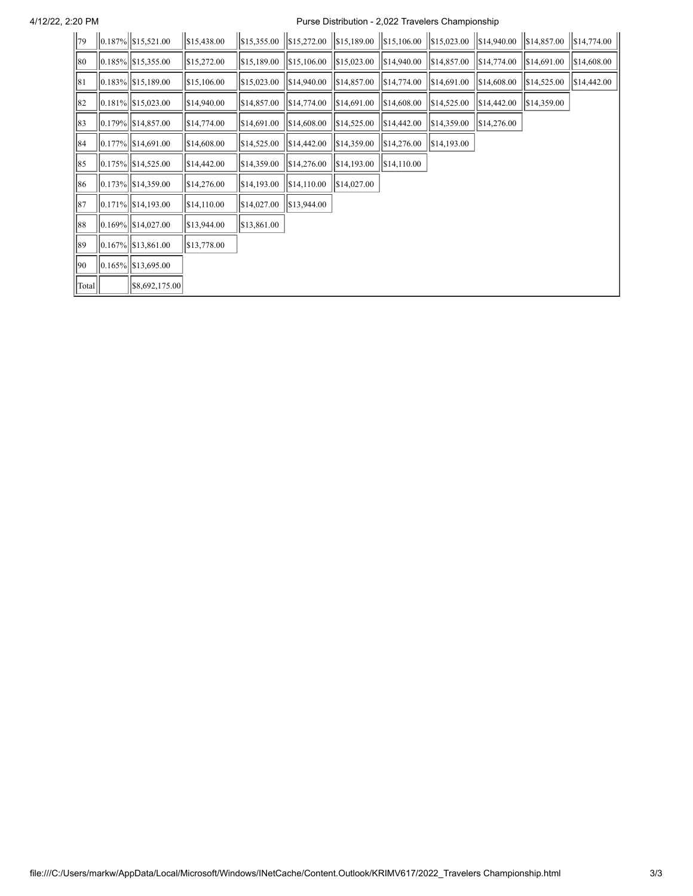| | | | | | | | | | | | | |
|---|---|---|---|---|---|---|---|---|---|---|---|---|
| 79 | 0.187% | $15,521.00 | $15,438.00 | $15,355.00 | $15,272.00 | $15,189.00 | $15,106.00 | $15,023.00 | $14,940.00 | $14,857.00 | $14,774.00 |
| 80 | 0.185% | $15,355.00 | $15,272.00 | $15,189.00 | $15,106.00 | $15,023.00 | $14,940.00 | $14,857.00 | $14,774.00 | $14,691.00 | $14,608.00 |
| 81 | 0.183% | $15,189.00 | $15,106.00 | $15,023.00 | $14,940.00 | $14,857.00 | $14,774.00 | $14,691.00 | $14,608.00 | $14,525.00 | $14,442.00 |
| 82 | 0.181% | $15,023.00 | $14,940.00 | $14,857.00 | $14,774.00 | $14,691.00 | $14,608.00 | $14,525.00 | $14,442.00 | $14,359.00 | |
| 83 | 0.179% | $14,857.00 | $14,774.00 | $14,691.00 | $14,608.00 | $14,525.00 | $14,442.00 | $14,359.00 | $14,276.00 | | |
| 84 | 0.177% | $14,691.00 | $14,608.00 | $14,525.00 | $14,442.00 | $14,359.00 | $14,276.00 | $14,193.00 | | | |
| 85 | 0.175% | $14,525.00 | $14,442.00 | $14,359.00 | $14,276.00 | $14,193.00 | $14,110.00 | | | | |
| 86 | 0.173% | $14,359.00 | $14,276.00 | $14,193.00 | $14,110.00 | $14,027.00 | | | | | |
| 87 | 0.171% | $14,193.00 | $14,110.00 | $14,027.00 | $13,944.00 | | | | | | |
| 88 | 0.169% | $14,027.00 | $13,944.00 | $13,861.00 | | | | | | | |
| 89 | 0.167% | $13,861.00 | $13,778.00 | | | | | | | | |
| 90 | 0.165% | $13,695.00 | | | | | | | | | |
| Total | | $8,692,175.00 | | | | | | | | | |